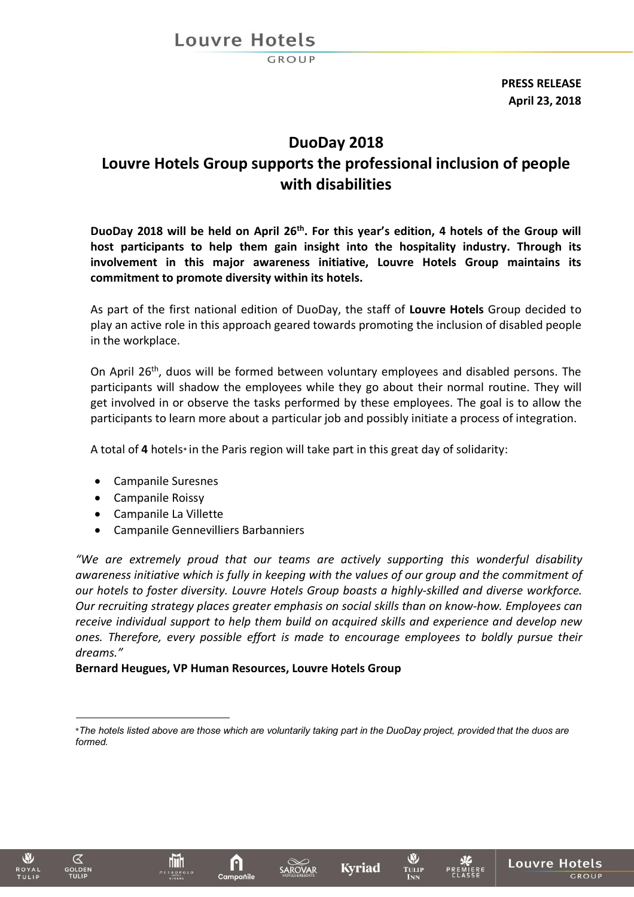**PRESS RELEASE**
**April 23, 2018**

# DuoDay 2018
# Louvre Hotels Group supports the professional inclusion of people with disabilities

**DuoDay 2018 will be held on April 26th. For this year's edition, 4 hotels of the Group will host participants to help them gain insight into the hospitality industry. Through its involvement in this major awareness initiative, Louvre Hotels Group maintains its commitment to promote diversity within its hotels.**

As part of the first national edition of DuoDay, the staff of **Louvre Hotels** Group decided to play an active role in this approach geared towards promoting the inclusion of disabled people in the workplace.

On April 26th, duos will be formed between voluntary employees and disabled persons. The participants will shadow the employees while they go about their normal routine. They will get involved in or observe the tasks performed by these employees. The goal is to allow the participants to learn more about a particular job and possibly initiate a process of integration.

A total of **4** hotels* in the Paris region will take part in this great day of solidarity:

- Campanile Suresnes
- Campanile Roissy
- Campanile La Villette
- Campanile Gennevilliers Barbanniers

*"We are extremely proud that our teams are actively supporting this wonderful disability awareness initiative which is fully in keeping with the values of our group and the commitment of our hotels to foster diversity. Louvre Hotels Group boasts a highly-skilled and diverse workforce. Our recruiting strategy places greater emphasis on social skills than on know-how. Employees can receive individual support to help them build on acquired skills and experience and develop new ones. Therefore, every possible effort is made to encourage employees to boldly pursue their dreams."*

**Bernard Heugues, VP Human Resources, Louvre Hotels Group**

---

**The hotels listed above are those which are voluntarily taking part in the DuoDay project, provided that the duos are formed.*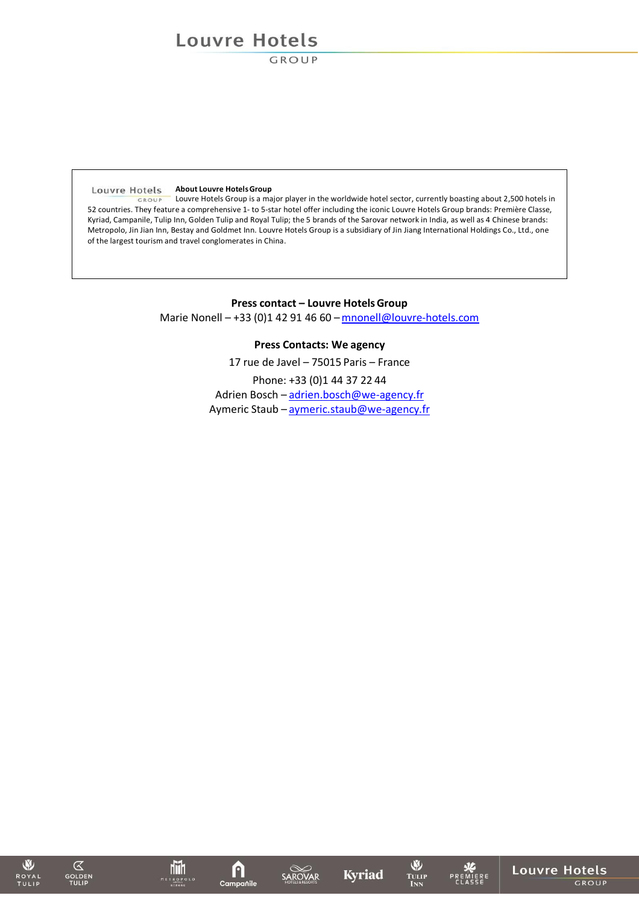**About Louvre Hotels Group**

Louvre Hotels Group is a major player in the worldwide hotel sector, currently boasting about 2,500 hotels in 52 countries. They feature a comprehensive 1- to 5-star hotel offer including the iconic Louvre Hotels Group brands: Première Classe, Kyriad, Campanile, Tulip Inn, Golden Tulip and Royal Tulip; the 5 brands of the Sarovar network in India, as well as 4 Chinese brands: Metropolo, Jin Jian Inn, Bestay and Goldmet Inn. Louvre Hotels Group is a subsidiary of Jin Jiang International Holdings Co., Ltd., one of the largest tourism and travel conglomerates in China.

**Press contact – Louvre Hotels Group**

Marie Nonell – +33 (0)1 42 91 46 60 – mnonell@louvre-hotels.com

**Press Contacts: We agency**

17 rue de Javel – 75015 Paris – France

Phone: +33 (0)1 44 37 22 44

Adrien Bosch – adrien.bosch@we-agency.fr

Aymeric Staub – aymeric.staub@we-agency.fr